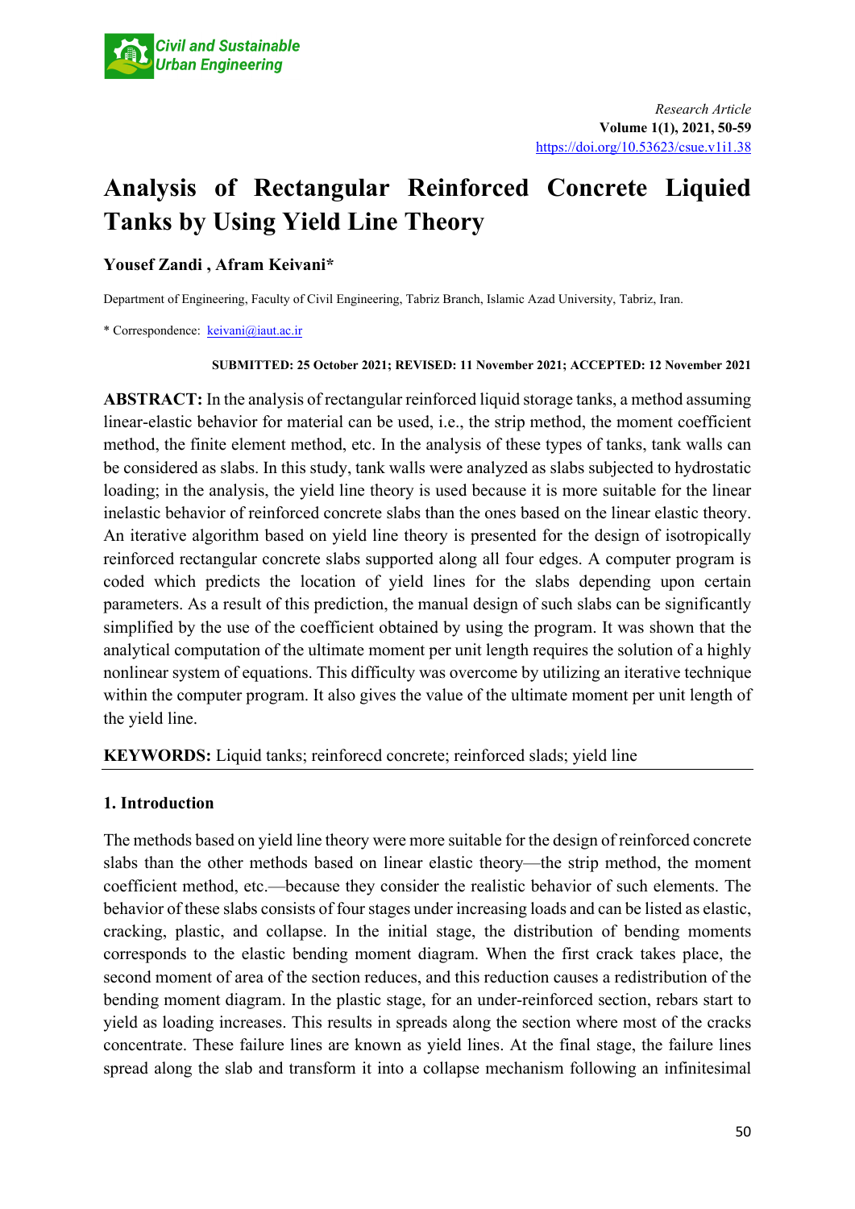*Research Article*

**Volume 1(1), 2021, 50-59**

https://doi.org/10.53623/csue.v1i1.38

# Analysis of Rectangular Reinforced Concrete Liquied Tanks by Using Yield Line Theory

**Yousef Zandi , Afram Keivani***

Department of Engineering, Faculty of Civil Engineering, Tabriz Branch, Islamic Azad University, Tabriz, Iran.

* Correspondence: keivani@iaut.ac.ir

**SUBMITTED: 25 October 2021; REVISED: 11 November 2021; ACCEPTED: 12 November 2021**

**ABSTRACT:** In the analysis of rectangular reinforced liquid storage tanks, a method assuming linear-elastic behavior for material can be used, i.e., the strip method, the moment coefficient method, the finite element method, etc. In the analysis of these types of tanks, tank walls can be considered as slabs. In this study, tank walls were analyzed as slabs subjected to hydrostatic loading; in the analysis, the yield line theory is used because it is more suitable for the linear inelastic behavior of reinforced concrete slabs than the ones based on the linear elastic theory. An iterative algorithm based on yield line theory is presented for the design of isotropically reinforced rectangular concrete slabs supported along all four edges. A computer program is coded which predicts the location of yield lines for the slabs depending upon certain parameters. As a result of this prediction, the manual design of such slabs can be significantly simplified by the use of the coefficient obtained by using the program. It was shown that the analytical computation of the ultimate moment per unit length requires the solution of a highly nonlinear system of equations. This difficulty was overcome by utilizing an iterative technique within the computer program. It also gives the value of the ultimate moment per unit length of the yield line.

**KEYWORDS:** Liquid tanks; reinforecd concrete; reinforced slads; yield line

## 1. Introduction

The methods based on yield line theory were more suitable for the design of reinforced concrete slabs than the other methods based on linear elastic theory—the strip method, the moment coefficient method, etc.—because they consider the realistic behavior of such elements. The behavior of these slabs consists of four stages under increasing loads and can be listed as elastic, cracking, plastic, and collapse. In the initial stage, the distribution of bending moments corresponds to the elastic bending moment diagram. When the first crack takes place, the second moment of area of the section reduces, and this reduction causes a redistribution of the bending moment diagram. In the plastic stage, for an under-reinforced section, rebars start to yield as loading increases. This results in spreads along the section where most of the cracks concentrate. These failure lines are known as yield lines. At the final stage, the failure lines spread along the slab and transform it into a collapse mechanism following an infinitesimal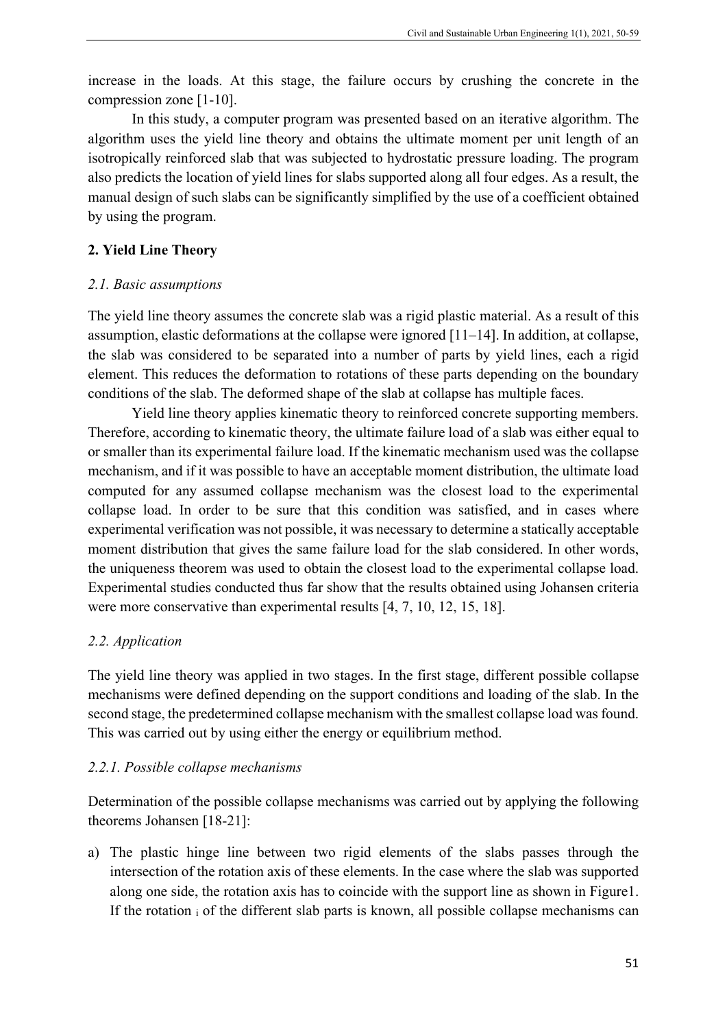increase in the loads. At this stage, the failure occurs by crushing the concrete in the compression zone [1-10].

In this study, a computer program was presented based on an iterative algorithm. The algorithm uses the yield line theory and obtains the ultimate moment per unit length of an isotropically reinforced slab that was subjected to hydrostatic pressure loading. The program also predicts the location of yield lines for slabs supported along all four edges. As a result, the manual design of such slabs can be significantly simplified by the use of a coefficient obtained by using the program.

## 2. Yield Line Theory

### *2.1. Basic assumptions*

The yield line theory assumes the concrete slab was a rigid plastic material. As a result of this assumption, elastic deformations at the collapse were ignored [11–14]. In addition, at collapse, the slab was considered to be separated into a number of parts by yield lines, each a rigid element. This reduces the deformation to rotations of these parts depending on the boundary conditions of the slab. The deformed shape of the slab at collapse has multiple faces.

Yield line theory applies kinematic theory to reinforced concrete supporting members. Therefore, according to kinematic theory, the ultimate failure load of a slab was either equal to or smaller than its experimental failure load. If the kinematic mechanism used was the collapse mechanism, and if it was possible to have an acceptable moment distribution, the ultimate load computed for any assumed collapse mechanism was the closest load to the experimental collapse load. In order to be sure that this condition was satisfied, and in cases where experimental verification was not possible, it was necessary to determine a statically acceptable moment distribution that gives the same failure load for the slab considered. In other words, the uniqueness theorem was used to obtain the closest load to the experimental collapse load. Experimental studies conducted thus far show that the results obtained using Johansen criteria were more conservative than experimental results [4, 7, 10, 12, 15, 18].

### *2.2. Application*

The yield line theory was applied in two stages. In the first stage, different possible collapse mechanisms were defined depending on the support conditions and loading of the slab. In the second stage, the predetermined collapse mechanism with the smallest collapse load was found. This was carried out by using either the energy or equilibrium method.

#### *2.2.1. Possible collapse mechanisms*

Determination of the possible collapse mechanisms was carried out by applying the following theorems Johansen [18-21]:

a) The plastic hinge line between two rigid elements of the slabs passes through the intersection of the rotation axis of these elements. In the case where the slab was supported along one side, the rotation axis has to coincide with the support line as shown in Figure1. If the rotation $_i$ of the different slab parts is known, all possible collapse mechanisms can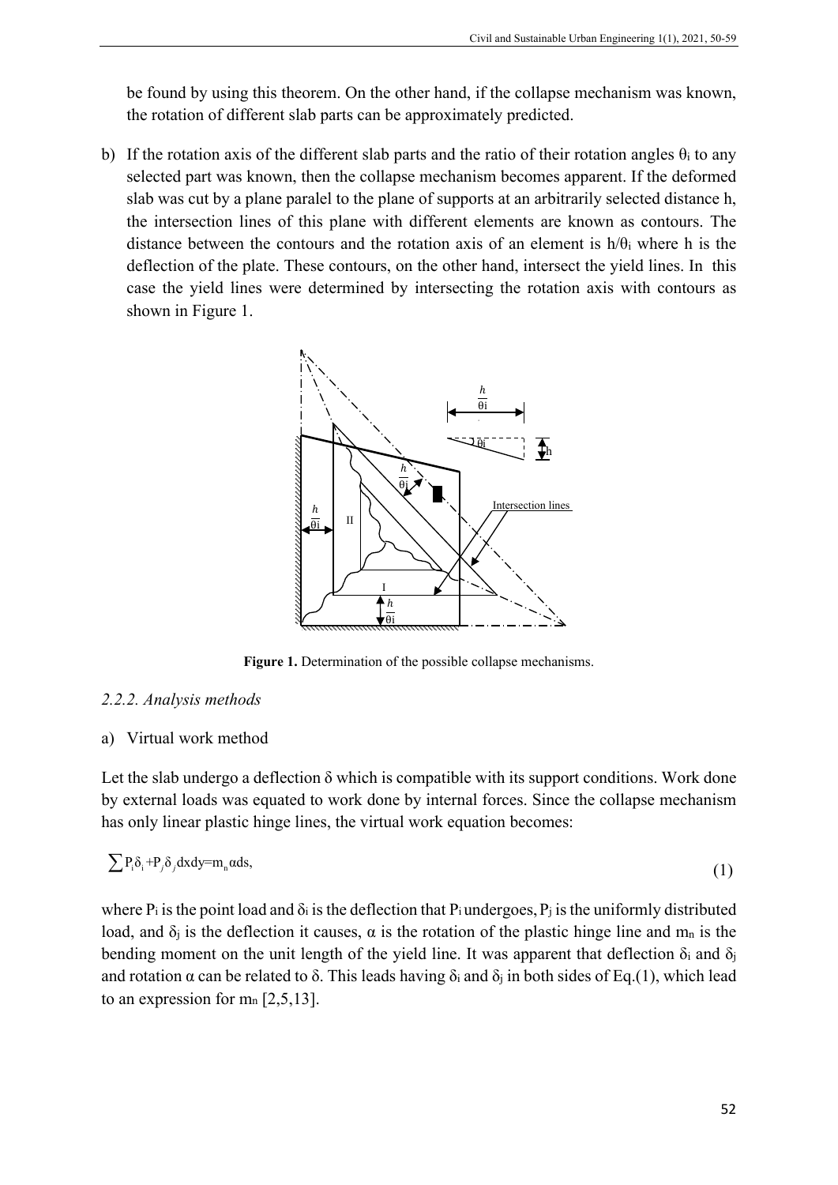be found by using this theorem. On the other hand, if the collapse mechanism was known, the rotation of different slab parts can be approximately predicted.

b) If the rotation axis of the different slab parts and the ratio of their rotation angles $\theta_i$ to any selected part was known, then the collapse mechanism becomes apparent. If the deformed slab was cut by a plane paralel to the plane of supports at an arbitrarily selected distance h, the intersection lines of this plane with different elements are known as contours. The distance between the contours and the rotation axis of an element is $h/\theta_i$ where h is the deflection of the plate. These contours, on the other hand, intersect the yield lines. In this case the yield lines were determined by intersecting the rotation axis with contours as shown in Figure 1.

**Figure 1.** Determination of the possible collapse mechanisms.

### *2.2.2. Analysis methods*

a) Virtual work method

Let the slab undergo a deflection δ which is compatible with its support conditions. Work done by external loads was equated to work done by internal forces. Since the collapse mechanism has only linear plastic hinge lines, the virtual work equation becomes:

$$\sum P_i\delta_i + P_j\delta_j dxdy = m_n \alpha ds, \tag{1}$$

where $P_i$ is the point load and $\delta_i$ is the deflection that $P_i$ undergoes, $P_j$ is the uniformly distributed load, and $\delta_j$ is the deflection it causes, α is the rotation of the plastic hinge line and $m_n$ is the bending moment on the unit length of the yield line. It was apparent that deflection $\delta_i$ and $\delta_j$ and rotation α can be related to δ. This leads having $\delta_i$ and $\delta_j$ in both sides of Eq.(1), which lead to an expression for $m_n$ [2,5,13].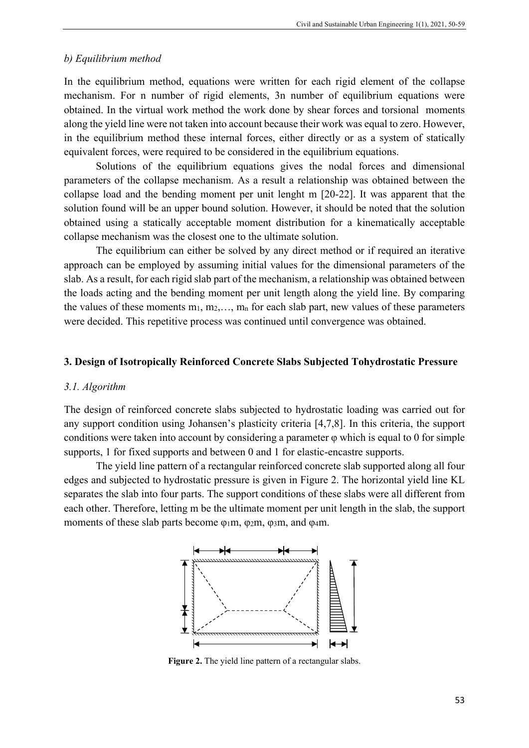*b) Equilibrium method*

In the equilibrium method, equations were written for each rigid element of the collapse mechanism. For n number of rigid elements, 3n number of equilibrium equations were obtained. In the virtual work method the work done by shear forces and torsional moments along the yield line were not taken into account because their work was equal to zero. However, in the equilibrium method these internal forces, either directly or as a system of statically equivalent forces, were required to be considered in the equilibrium equations.

Solutions of the equilibrium equations gives the nodal forces and dimensional parameters of the collapse mechanism. As a result a relationship was obtained between the collapse load and the bending moment per unit lenght m [20-22]. It was apparent that the solution found will be an upper bound solution. However, it should be noted that the solution obtained using a statically acceptable moment distribution for a kinematically acceptable collapse mechanism was the closest one to the ultimate solution.

The equilibrium can either be solved by any direct method or if required an iterative approach can be employed by assuming initial values for the dimensional parameters of the slab. As a result, for each rigid slab part of the mechanism, a relationship was obtained between the loads acting and the bending moment per unit length along the yield line. By comparing the values of these moments $m_1, m_2, \ldots, m_n$ for each slab part, new values of these parameters were decided. This repetitive process was continued until convergence was obtained.

## 3. Design of Isotropically Reinforced Concrete Slabs Subjected Tohydrostatic Pressure

### *3.1. Algorithm*

The design of reinforced concrete slabs subjected to hydrostatic loading was carried out for any support condition using Johansen's plasticity criteria [4,7,8]. In this criteria, the support conditions were taken into account by considering a parameter $\varphi$ which is equal to 0 for simple supports, 1 for fixed supports and between 0 and 1 for elastic-encastre supports.

The yield line pattern of a rectangular reinforced concrete slab supported along all four edges and subjected to hydrostatic pressure is given in Figure 2. The horizontal yield line KL separates the slab into four parts. The support conditions of these slabs were all different from each other. Therefore, letting m be the ultimate moment per unit length in the slab, the support moments of these slab parts become $\varphi_1 m$, $\varphi_2 m$, $\varphi_3 m$, and $\varphi_4 m$.

**Figure 2.** The yield line pattern of a rectangular slabs.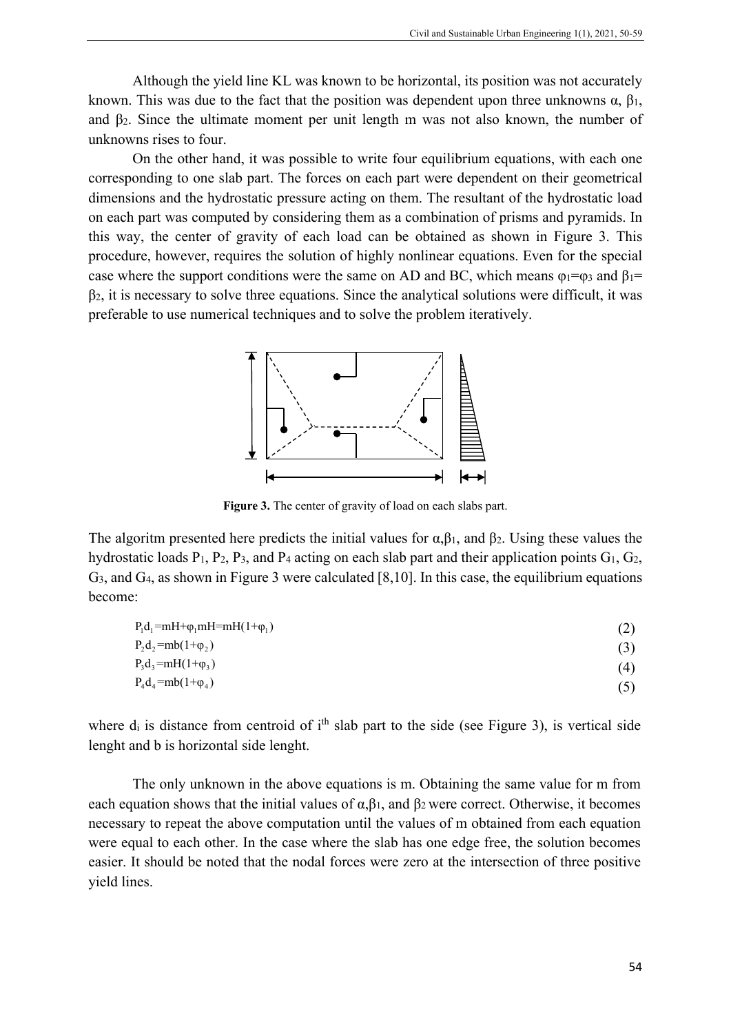Although the yield line KL was known to be horizontal, its position was not accurately known. This was due to the fact that the position was dependent upon three unknowns $\alpha$, $\beta_1$, and $\beta_2$. Since the ultimate moment per unit length m was not also known, the number of unknowns rises to four.

On the other hand, it was possible to write four equilibrium equations, with each one corresponding to one slab part. The forces on each part were dependent on their geometrical dimensions and the hydrostatic pressure acting on them. The resultant of the hydrostatic load on each part was computed by considering them as a combination of prisms and pyramids. In this way, the center of gravity of each load can be obtained as shown in Figure 3. This procedure, however, requires the solution of highly nonlinear equations. Even for the special case where the support conditions were the same on AD and BC, which means $\varphi_1=\varphi_3$ and $\beta_1=\beta_2$, it is necessary to solve three equations. Since the analytical solutions were difficult, it was preferable to use numerical techniques and to solve the problem iteratively.

**Figure 3.** The center of gravity of load on each slabs part.

The algoritm presented here predicts the initial values for $\alpha$, $\beta_1$, and $\beta_2$. Using these values the hydrostatic loads $P_1$, $P_2$, $P_3$, and $P_4$ acting on each slab part and their application points $G_1$, $G_2$, $G_3$, and $G_4$, as shown in Figure 3 were calculated [8,10]. In this case, the equilibrium equations become:

$$P_1 d_1 = mH + \varphi_1 mH = mH(1+\varphi_1) \tag{2}$$

$$P_2 d_2 = mb(1+\varphi_2) \tag{3}$$

$$P_3 d_3 = mH(1+\varphi_3) \tag{4}$$

$$P_4 d_4 = mb(1+\varphi_4) \tag{5}$$

where $d_i$ is distance from centroid of $i^{th}$ slab part to the side (see Figure 3), is vertical side lenght and b is horizontal side lenght.

The only unknown in the above equations is m. Obtaining the same value for m from each equation shows that the initial values of $\alpha$, $\beta_1$, and $\beta_2$ were correct. Otherwise, it becomes necessary to repeat the above computation until the values of m obtained from each equation were equal to each other. In the case where the slab has one edge free, the solution becomes easier. It should be noted that the nodal forces were zero at the intersection of three positive yield lines.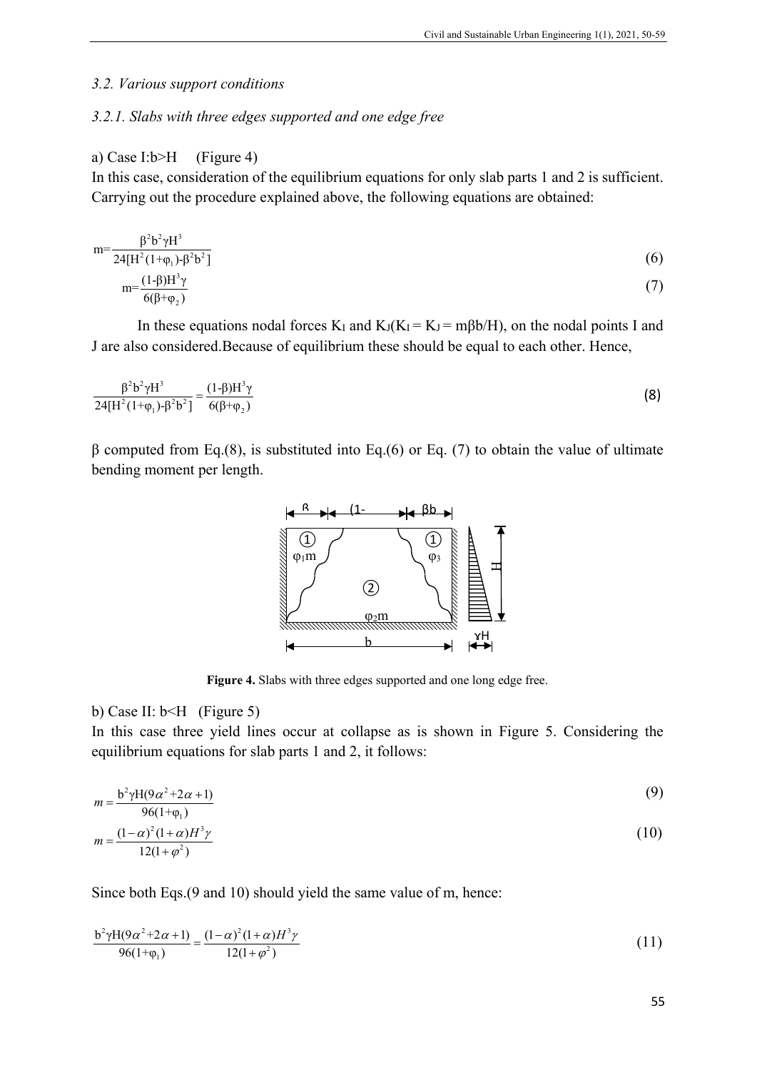### 3.2. Various support conditions

#### 3.2.1. Slabs with three edges supported and one edge free

a) Case I:b>H (Figure 4)

In this case, consideration of the equilibrium equations for only slab parts 1 and 2 is sufficient. Carrying out the procedure explained above, the following equations are obtained:

$$m=\frac{\beta^2 b^2 \gamma H^3}{24[H^2(1+\varphi_1)-\beta^2 b^2]} \tag{6}$$

$$m=\frac{(1-\beta)H^3\gamma}{6(\beta+\varphi_2)} \tag{7}$$

In these equations nodal forces $K_I$ and $K_J$($K_I = K_J = m\beta b/H$), on the nodal points I and J are also considered.Because of equilibrium these should be equal to each other. Hence,

$$\frac{\beta^2 b^2 \gamma H^3}{24[H^2(1+\varphi_1)-\beta^2 b^2]}=\frac{(1-\beta)H^3\gamma}{6(\beta+\varphi_2)} \tag{8}$$

β computed from Eq.(8), is substituted into Eq.(6) or Eq. (7) to obtain the value of ultimate bending moment per length.

**Figure 4.** Slabs with three edges supported and one long edge free.

b) Case II: b<H (Figure 5)

In this case three yield lines occur at collapse as is shown in Figure 5. Considering the equilibrium equations for slab parts 1 and 2, it follows:

$$m=\frac{b^2\gamma H(9\alpha^2+2\alpha+1)}{96(1+\varphi_1)} \tag{9}$$

$$m=\frac{(1-\alpha)^2(1+\alpha)H^3\gamma}{12(1+\varphi^2)} \tag{10}$$

Since both Eqs.(9 and 10) should yield the same value of m, hence:

$$\frac{b^2\gamma H(9\alpha^2+2\alpha+1)}{96(1+\varphi_1)}=\frac{(1-\alpha)^2(1+\alpha)H^3\gamma}{12(1+\varphi^2)} \tag{11}$$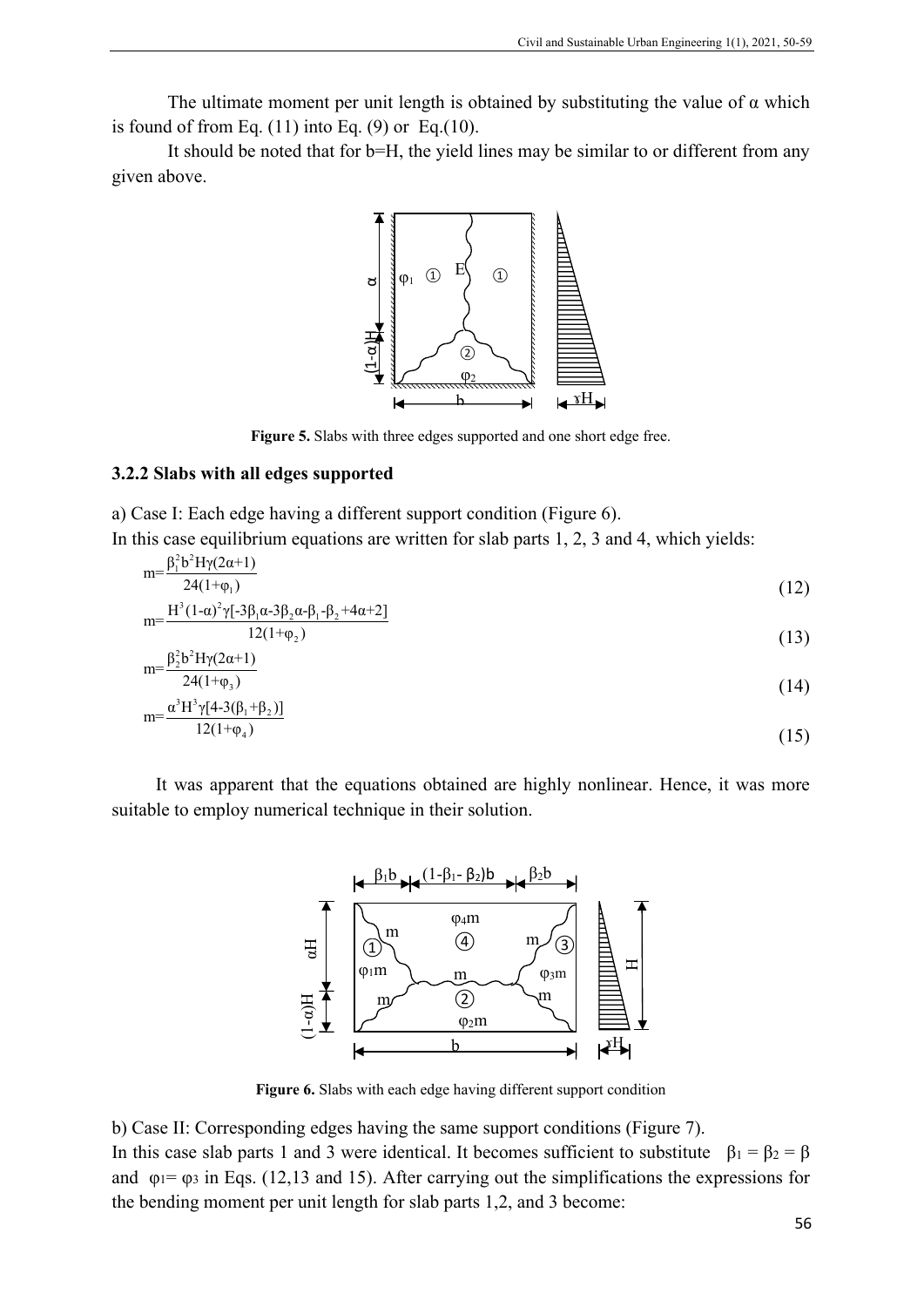The ultimate moment per unit length is obtained by substituting the value of α which is found of from Eq. (11) into Eq. (9) or Eq.(10).

It should be noted that for b=H, the yield lines may be similar to or different from any given above.

**Figure 5.** Slabs with three edges supported and one short edge free.

### 3.2.2 Slabs with all edges supported

a) Case I: Each edge having a different support condition (Figure 6).

In this case equilibrium equations are written for slab parts 1, 2, 3 and 4, which yields:

$$m=\frac{\beta_1^2 b^2 H\gamma(2\alpha+1)}{24(1+\varphi_1)} \tag{12}$$

$$m=\frac{H^3(1-\alpha)^2\gamma[-3\beta_1\alpha-3\beta_2\alpha-\beta_1-\beta_2+4\alpha+2]}{12(1+\varphi_2)} \tag{13}$$

$$m=\frac{\beta_2^2 b^2 H\gamma(2\alpha+1)}{24(1+\varphi_3)} \tag{14}$$

$$m=\frac{\alpha^3 H^3\gamma[4-3(\beta_1+\beta_2)]}{12(1+\varphi_4)} \tag{15}$$

It was apparent that the equations obtained are highly nonlinear. Hence, it was more suitable to employ numerical technique in their solution.

**Figure 6.** Slabs with each edge having different support condition

b) Case II: Corresponding edges having the same support conditions (Figure 7).

In this case slab parts 1 and 3 were identical. It becomes sufficient to substitute $\beta_1 = \beta_2 = \beta$ and $\varphi_1 = \varphi_3$ in Eqs. (12,13 and 15). After carrying out the simplifications the expressions for the bending moment per unit length for slab parts 1,2, and 3 become: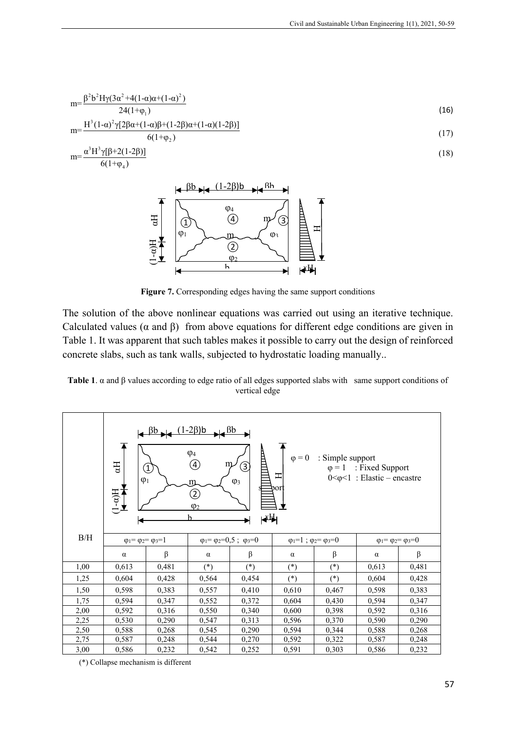$$m=\frac{\beta^2 b^2 H\gamma(3\alpha^2+4(1-\alpha)\alpha+(1-\alpha)^2)}{24(1+\varphi_1)} \tag{16}$$

$$m=\frac{H^3(1-\alpha)^2\gamma[2\beta\alpha+(1-\alpha)\beta+(1-2\beta)\alpha+(1-\alpha)(1-2\beta)]}{6(1+\varphi_2)} \tag{17}$$

$$m=\frac{\alpha^3 H^3\gamma[\beta+2(1-2\beta)]}{6(1+\varphi_4)} \tag{18}$$

**Figure 7.** Corresponding edges having the same support conditions

The solution of the above nonlinear equations was carried out using an iterative technique. Calculated values (α and β) from above equations for different edge conditions are given in Table 1. It was apparent that such tables makes it possible to carry out the design of reinforced concrete slabs, such as tank walls, subjected to hydrostatic loading manually..

**Table 1**. α and β values according to edge ratio of all edges supported slabs with same support conditions of vertical edge

$\varphi = 0$ : Simple support; $\varphi = 1$ : Fixed Support; $0<\varphi<1$ : Elastic – encastre

| B/H | $\varphi_1=\varphi_2=\varphi_3=1$ | | $\varphi_1=\varphi_2=0{,}5$ ; $\varphi_3=0$ | | $\varphi_1=1$ ; $\varphi_2=\varphi_3=0$ | | $\varphi_1=\varphi_2=\varphi_3=0$ | |
|---|---|---|---|---|---|---|---|---|
| | α | β | α | β | α | β | α | β |
| 1,00 | 0,613 | 0,481 | (*) | (*) | (*) | (*) | 0,613 | 0,481 |
| 1,25 | 0,604 | 0,428 | 0,564 | 0,454 | (*) | (*) | 0,604 | 0,428 |
| 1,50 | 0,598 | 0,383 | 0,557 | 0,410 | 0,610 | 0,467 | 0,598 | 0,383 |
| 1,75 | 0,594 | 0,347 | 0,552 | 0,372 | 0,604 | 0,430 | 0,594 | 0,347 |
| 2,00 | 0,592 | 0,316 | 0,550 | 0,340 | 0,600 | 0,398 | 0,592 | 0,316 |
| 2,25 | 0,530 | 0,290 | 0,547 | 0,313 | 0,596 | 0,370 | 0,590 | 0,290 |
| 2,50 | 0,588 | 0,268 | 0,545 | 0,290 | 0,594 | 0,344 | 0,588 | 0,268 |
| 2,75 | 0,587 | 0,248 | 0,544 | 0,270 | 0,592 | 0,322 | 0,587 | 0,248 |
| 3,00 | 0,586 | 0,232 | 0,542 | 0,252 | 0,591 | 0,303 | 0,586 | 0,232 |

(*) Collapse mechanism is different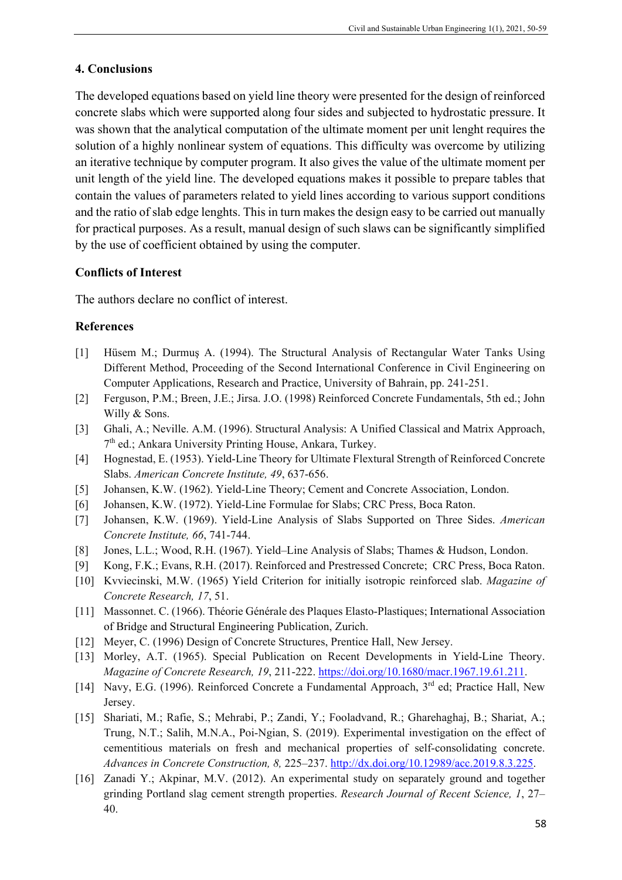## 4. Conclusions

The developed equations based on yield line theory were presented for the design of reinforced concrete slabs which were supported along four sides and subjected to hydrostatic pressure. It was shown that the analytical computation of the ultimate moment per unit lenght requires the solution of a highly nonlinear system of equations. This difficulty was overcome by utilizing an iterative technique by computer program. It also gives the value of the ultimate moment per unit length of the yield line. The developed equations makes it possible to prepare tables that contain the values of parameters related to yield lines according to various support conditions and the ratio of slab edge lenghts. This in turn makes the design easy to be carried out manually for practical purposes. As a result, manual design of such slaws can be significantly simplified by the use of coefficient obtained by using the computer.

## Conflicts of Interest

The authors declare no conflict of interest.

## References

[1] Hüsem M.; Durmuş A. (1994). The Structural Analysis of Rectangular Water Tanks Using Different Method, Proceeding of the Second International Conference in Civil Engineering on Computer Applications, Research and Practice, University of Bahrain, pp. 241-251.

[2] Ferguson, P.M.; Breen, J.E.; Jirsa. J.O. (1998) Reinforced Concrete Fundamentals, 5th ed.; John Willy & Sons.

[3] Ghali, A.; Neville. A.M. (1996). Structural Analysis: A Unified Classical and Matrix Approach, 7th ed.; Ankara University Printing House, Ankara, Turkey.

[4] Hognestad, E. (1953). Yield-Line Theory for Ultimate Flextural Strength of Reinforced Concrete Slabs. *American Concrete Institute, 49*, 637-656.

[5] Johansen, K.W. (1962). Yield-Line Theory; Cement and Concrete Association, London.

[6] Johansen, K.W. (1972). Yield-Line Formulae for Slabs; CRC Press, Boca Raton.

[7] Johansen, K.W. (1969). Yield-Line Analysis of Slabs Supported on Three Sides. *American Concrete Institute, 66*, 741-744.

[8] Jones, L.L.; Wood, R.H. (1967). Yield–Line Analysis of Slabs; Thames & Hudson, London.

[9] Kong, F.K.; Evans, R.H. (2017). Reinforced and Prestressed Concrete; CRC Press, Boca Raton.

[10] Kvviecinski, M.W. (1965) Yield Criterion for initially isotropic reinforced slab. *Magazine of Concrete Research, 17*, 51.

[11] Massonnet. C. (1966). Théorie Générale des Plaques Elasto-Plastiques; International Association of Bridge and Structural Engineering Publication, Zurich.

[12] Meyer, C. (1996) Design of Concrete Structures, Prentice Hall, New Jersey.

[13] Morley, A.T. (1965). Special Publication on Recent Developments in Yield-Line Theory. *Magazine of Concrete Research, 19*, 211-222. https://doi.org/10.1680/macr.1967.19.61.211.

[14] Navy, E.G. (1996). Reinforced Concrete a Fundamental Approach, 3rd ed; Practice Hall, New Jersey.

[15] Shariati, M.; Rafie, S.; Mehrabi, P.; Zandi, Y.; Fooladvand, R.; Gharehaghaj, B.; Shariat, A.; Trung, N.T.; Salih, M.N.A., Poi-Ngian, S. (2019). Experimental investigation on the effect of cementitious materials on fresh and mechanical properties of self-consolidating concrete. *Advances in Concrete Construction, 8,* 225–237. http://dx.doi.org/10.12989/acc.2019.8.3.225.

[16] Zanadi Y.; Akpinar, M.V. (2012). An experimental study on separately ground and together grinding Portland slag cement strength properties. *Research Journal of Recent Science, 1*, 27–40.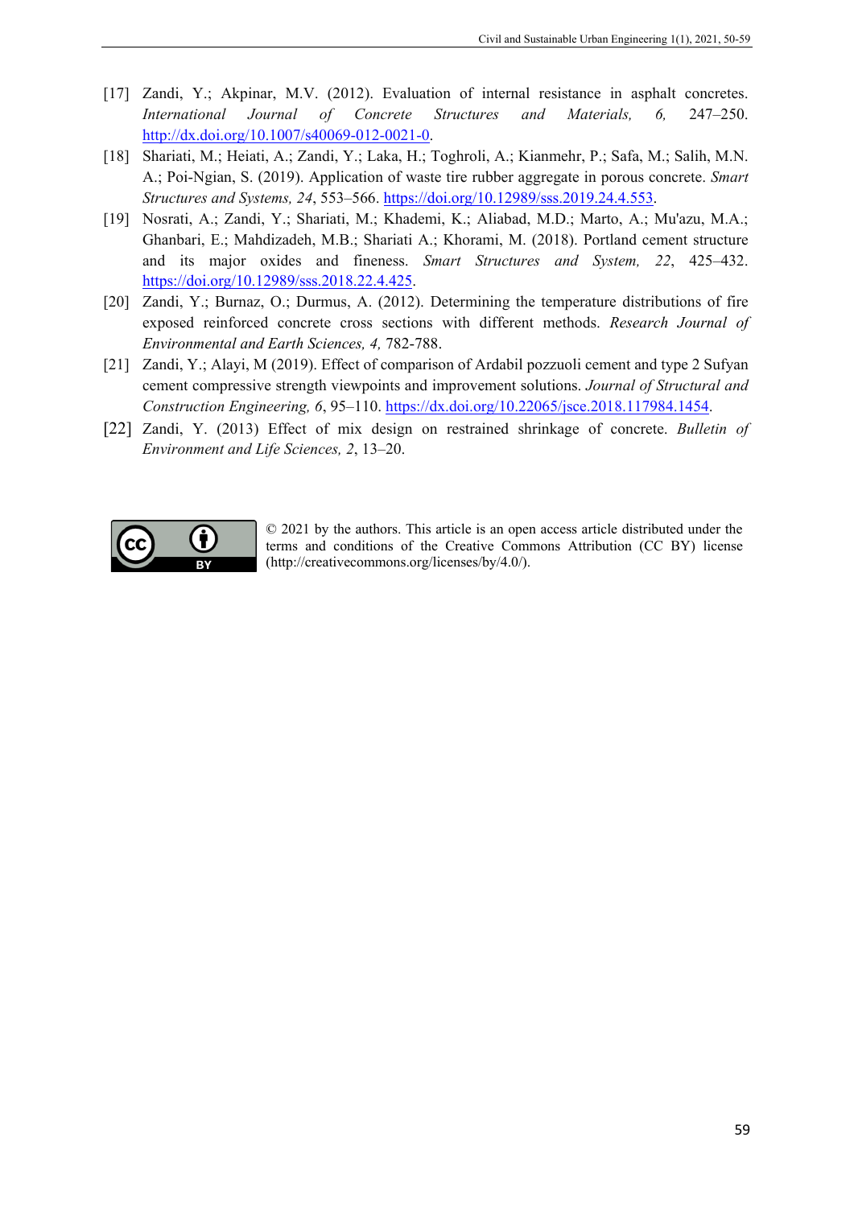[17] Zandi, Y.; Akpinar, M.V. (2012). Evaluation of internal resistance in asphalt concretes. *International Journal of Concrete Structures and Materials, 6,* 247–250. http://dx.doi.org/10.1007/s40069-012-0021-0.

[18] Shariati, M.; Heiati, A.; Zandi, Y.; Laka, H.; Toghroli, A.; Kianmehr, P.; Safa, M.; Salih, M.N. A.; Poi-Ngian, S. (2019). Application of waste tire rubber aggregate in porous concrete. *Smart Structures and Systems, 24*, 553–566. https://doi.org/10.12989/sss.2019.24.4.553.

[19] Nosrati, A.; Zandi, Y.; Shariati, M.; Khademi, K.; Aliabad, M.D.; Marto, A.; Mu'azu, M.A.; Ghanbari, E.; Mahdizadeh, M.B.; Shariati A.; Khorami, M. (2018). Portland cement structure and its major oxides and fineness. *Smart Structures and System, 22*, 425–432. https://doi.org/10.12989/sss.2018.22.4.425.

[20] Zandi, Y.; Burnaz, O.; Durmus, A. (2012). Determining the temperature distributions of fire exposed reinforced concrete cross sections with different methods. *Research Journal of Environmental and Earth Sciences, 4,* 782-788.

[21] Zandi, Y.; Alayi, M (2019). Effect of comparison of Ardabil pozzuoli cement and type 2 Sufyan cement compressive strength viewpoints and improvement solutions. *Journal of Structural and Construction Engineering, 6*, 95–110. https://dx.doi.org/10.22065/jsce.2018.117984.1454.

[22] Zandi, Y. (2013) Effect of mix design on restrained shrinkage of concrete. *Bulletin of Environment and Life Sciences, 2*, 13–20.

© 2021 by the authors. This article is an open access article distributed under the terms and conditions of the Creative Commons Attribution (CC BY) license (http://creativecommons.org/licenses/by/4.0/).